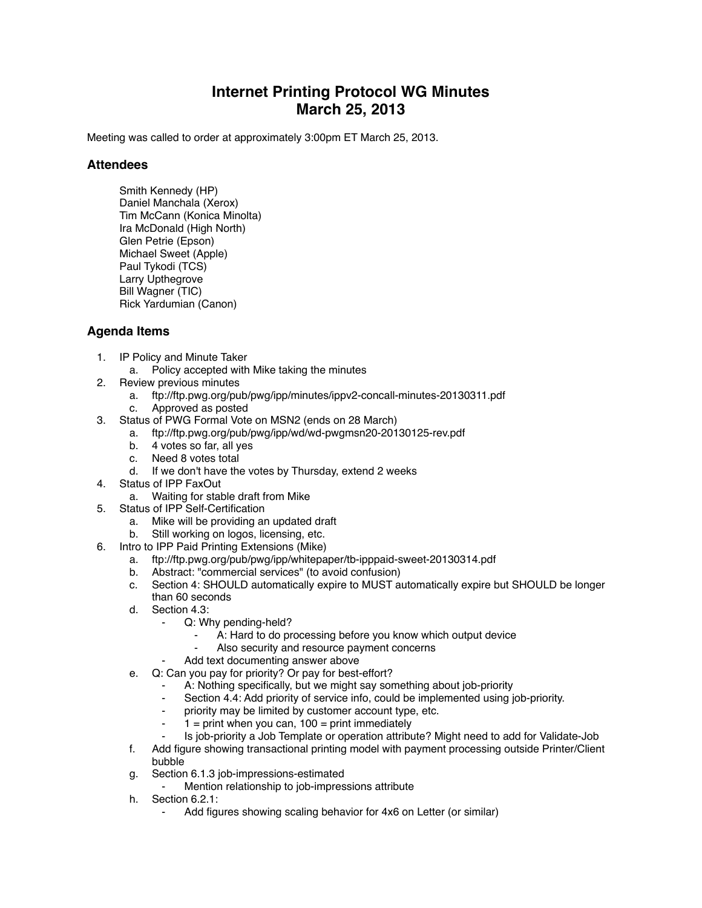# Internet Printing Protocol WG Minutes
# March 25, 2013

Meeting was called to order at approximately 3:00pm ET March 25, 2013.

## Attendees

Smith Kennedy (HP)
Daniel Manchala (Xerox)
Tim McCann (Konica Minolta)
Ira McDonald (High North)
Glen Petrie (Epson)
Michael Sweet (Apple)
Paul Tykodi (TCS)
Larry Upthegrove
Bill Wagner (TIC)
Rick Yardumian (Canon)

## Agenda Items

1. IP Policy and Minute Taker
   a. Policy accepted with Mike taking the minutes
2. Review previous minutes
   a. ftp://ftp.pwg.org/pub/pwg/ipp/minutes/ippv2-concall-minutes-20130311.pdf
   c. Approved as posted
3. Status of PWG Formal Vote on MSN2 (ends on 28 March)
   a. ftp://ftp.pwg.org/pub/pwg/ipp/wd/wd-pwgmsn20-20130125-rev.pdf
   b. 4 votes so far, all yes
   c. Need 8 votes total
   d. If we don't have the votes by Thursday, extend 2 weeks
4. Status of IPP FaxOut
   a. Waiting for stable draft from Mike
5. Status of IPP Self-Certification
   a. Mike will be providing an updated draft
   b. Still working on logos, licensing, etc.
6. Intro to IPP Paid Printing Extensions (Mike)
   a. ftp://ftp.pwg.org/pub/pwg/ipp/whitepaper/tb-ipppaid-sweet-20130314.pdf
   b. Abstract: "commercial services" (to avoid confusion)
   c. Section 4: SHOULD automatically expire to MUST automatically expire but SHOULD be longer than 60 seconds
   d. Section 4.3:
      - Q: Why pending-held?
        - A: Hard to do processing before you know which output device
        - Also security and resource payment concerns
      - Add text documenting answer above
   e. Q: Can you pay for priority? Or pay for best-effort?
      - A: Nothing specifically, but we might say something about job-priority
      - Section 4.4: Add priority of service info, could be implemented using job-priority.
      - priority may be limited by customer account type, etc.
      - 1 = print when you can, 100 = print immediately
      - Is job-priority a Job Template or operation attribute? Might need to add for Validate-Job
   f. Add figure showing transactional printing model with payment processing outside Printer/Client bubble
   g. Section 6.1.3 job-impressions-estimated
      - Mention relationship to job-impressions attribute
   h. Section 6.2.1:
      - Add figures showing scaling behavior for 4x6 on Letter (or similar)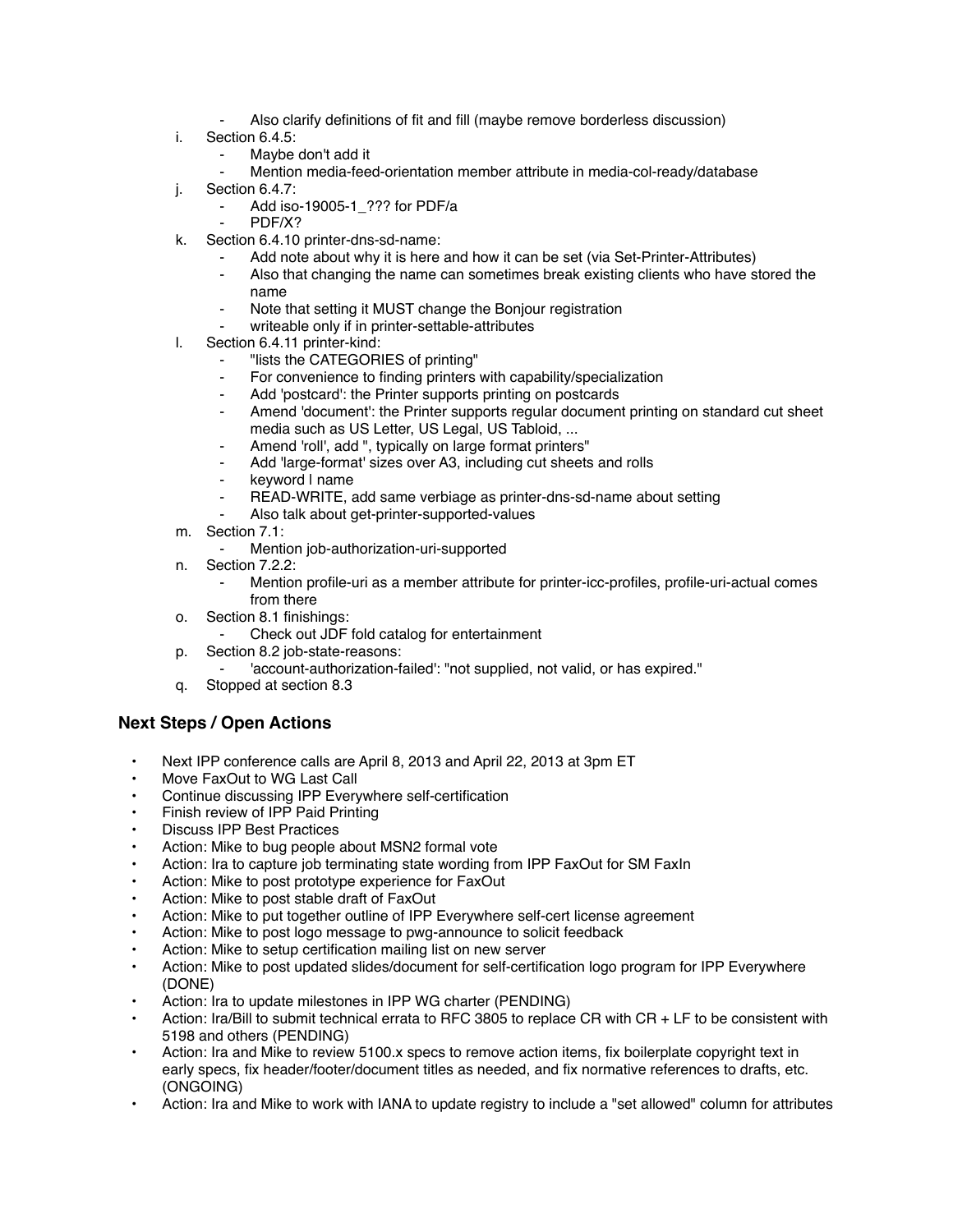- Also clarify definitions of fit and fill (maybe remove borderless discussion)

i. Section 6.4.5:
   - Maybe don't add it
   - Mention media-feed-orientation member attribute in media-col-ready/database

j. Section 6.4.7:
   - Add iso-19005-1_??? for PDF/a
   - PDF/X?

k. Section 6.4.10 printer-dns-sd-name:
   - Add note about why it is here and how it can be set (via Set-Printer-Attributes)
   - Also that changing the name can sometimes break existing clients who have stored the name
   - Note that setting it MUST change the Bonjour registration
   - writeable only if in printer-settable-attributes

l. Section 6.4.11 printer-kind:
   - "lists the CATEGORIES of printing"
   - For convenience to finding printers with capability/specialization
   - Add 'postcard': the Printer supports printing on postcards
   - Amend 'document': the Printer supports regular document printing on standard cut sheet media such as US Letter, US Legal, US Tabloid, ...
   - Amend 'roll', add ", typically on large format printers"
   - Add 'large-format' sizes over A3, including cut sheets and rolls
   - keyword | name
   - READ-WRITE, add same verbiage as printer-dns-sd-name about setting
   - Also talk about get-printer-supported-values

m. Section 7.1:
   - Mention job-authorization-uri-supported

n. Section 7.2.2:
   - Mention profile-uri as a member attribute for printer-icc-profiles, profile-uri-actual comes from there

o. Section 8.1 finishings:
   - Check out JDF fold catalog for entertainment

p. Section 8.2 job-state-reasons:
   - 'account-authorization-failed': "not supplied, not valid, or has expired."

q. Stopped at section 8.3

## Next Steps / Open Actions

- Next IPP conference calls are April 8, 2013 and April 22, 2013 at 3pm ET
- Move FaxOut to WG Last Call
- Continue discussing IPP Everywhere self-certification
- Finish review of IPP Paid Printing
- Discuss IPP Best Practices
- Action: Mike to bug people about MSN2 formal vote
- Action: Ira to capture job terminating state wording from IPP FaxOut for SM FaxIn
- Action: Mike to post prototype experience for FaxOut
- Action: Mike to post stable draft of FaxOut
- Action: Mike to put together outline of IPP Everywhere self-cert license agreement
- Action: Mike to post logo message to pwg-announce to solicit feedback
- Action: Mike to setup certification mailing list on new server
- Action: Mike to post updated slides/document for self-certification logo program for IPP Everywhere (DONE)
- Action: Ira to update milestones in IPP WG charter (PENDING)
- Action: Ira/Bill to submit technical errata to RFC 3805 to replace CR with CR + LF to be consistent with 5198 and others (PENDING)
- Action: Ira and Mike to review 5100.x specs to remove action items, fix boilerplate copyright text in early specs, fix header/footer/document titles as needed, and fix normative references to drafts, etc. (ONGOING)
- Action: Ira and Mike to work with IANA to update registry to include a "set allowed" column for attributes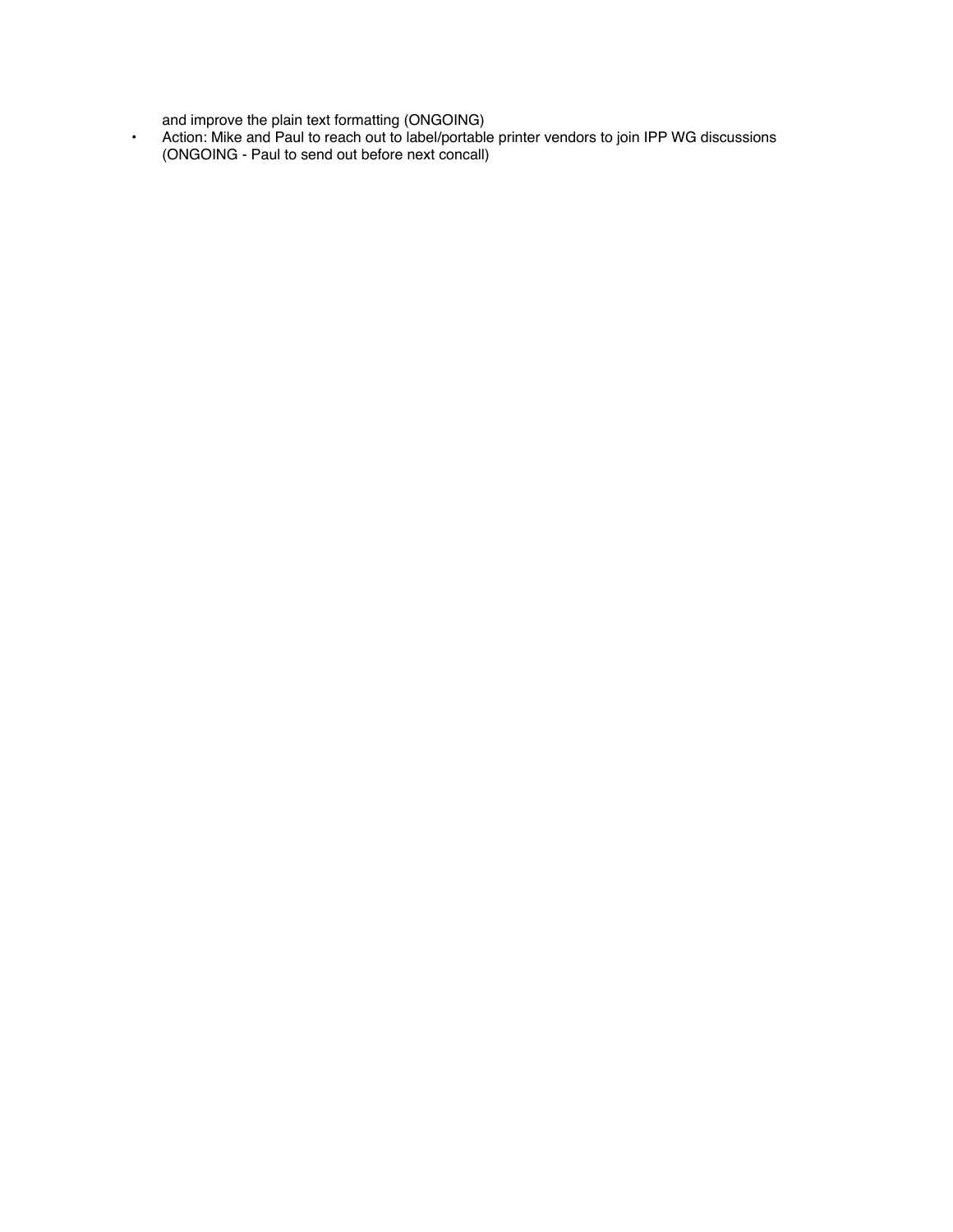and improve the plain text formatting (ONGOING)

- Action: Mike and Paul to reach out to label/portable printer vendors to join IPP WG discussions (ONGOING - Paul to send out before next concall)